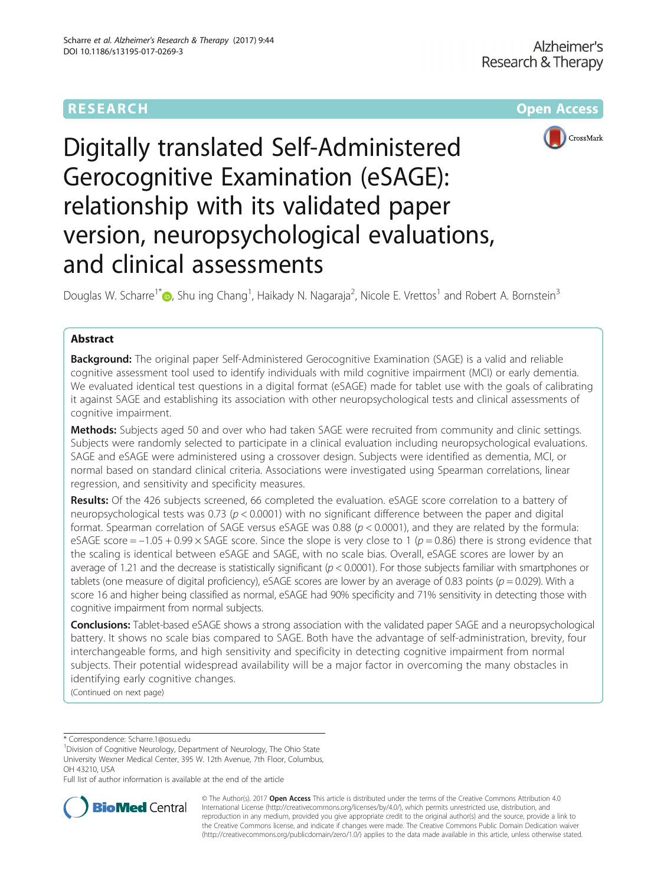RESEARCH

Open Access

# Digitally translated Self-Administered Gerocognitive Examination (eSAGE): relationship with its validated paper version, neuropsychological evaluations, and clinical assessments

Douglas W. Scharre[1*], Shu ing Chang[1], Haikady N. Nagaraja[2], Nicole E. Vrettos[1] and Robert A. Bornstein[3]

## Abstract

**Background:** The original paper Self-Administered Gerocognitive Examination (SAGE) is a valid and reliable cognitive assessment tool used to identify individuals with mild cognitive impairment (MCI) or early dementia. We evaluated identical test questions in a digital format (eSAGE) made for tablet use with the goals of calibrating it against SAGE and establishing its association with other neuropsychological tests and clinical assessments of cognitive impairment.

**Methods:** Subjects aged 50 and over who had taken SAGE were recruited from community and clinic settings. Subjects were randomly selected to participate in a clinical evaluation including neuropsychological evaluations. SAGE and eSAGE were administered using a crossover design. Subjects were identified as dementia, MCI, or normal based on standard clinical criteria. Associations were investigated using Spearman correlations, linear regression, and sensitivity and specificity measures.

**Results:** Of the 426 subjects screened, 66 completed the evaluation. eSAGE score correlation to a battery of neuropsychological tests was 0.73 ($p < 0.0001$) with no significant difference between the paper and digital format. Spearman correlation of SAGE versus eSAGE was 0.88 ($p < 0.0001$), and they are related by the formula: eSAGE score = $-1.05 + 0.99 \times$ SAGE score. Since the slope is very close to 1 ($p = 0.86$) there is strong evidence that the scaling is identical between eSAGE and SAGE, with no scale bias. Overall, eSAGE scores are lower by an average of 1.21 and the decrease is statistically significant ($p < 0.0001$). For those subjects familiar with smartphones or tablets (one measure of digital proficiency), eSAGE scores are lower by an average of 0.83 points ($p = 0.029$). With a score 16 and higher being classified as normal, eSAGE had 90% specificity and 71% sensitivity in detecting those with cognitive impairment from normal subjects.

**Conclusions:** Tablet-based eSAGE shows a strong association with the validated paper SAGE and a neuropsychological battery. It shows no scale bias compared to SAGE. Both have the advantage of self-administration, brevity, four interchangeable forms, and high sensitivity and specificity in detecting cognitive impairment from normal subjects. Their potential widespread availability will be a major factor in overcoming the many obstacles in identifying early cognitive changes.

(Continued on next page)

---

\* Correspondence: Scharre.1@osu.edu

[1]Division of Cognitive Neurology, Department of Neurology, The Ohio State University Wexner Medical Center, 395 W. 12th Avenue, 7th Floor, Columbus, OH 43210, USA

Full list of author information is available at the end of the article

© The Author(s). 2017 **Open Access** This article is distributed under the terms of the Creative Commons Attribution 4.0 International License (http://creativecommons.org/licenses/by/4.0/), which permits unrestricted use, distribution, and reproduction in any medium, provided you give appropriate credit to the original author(s) and the source, provide a link to the Creative Commons license, and indicate if changes were made. The Creative Commons Public Domain Dedication waiver (http://creativecommons.org/publicdomain/zero/1.0/) applies to the data made available in this article, unless otherwise stated.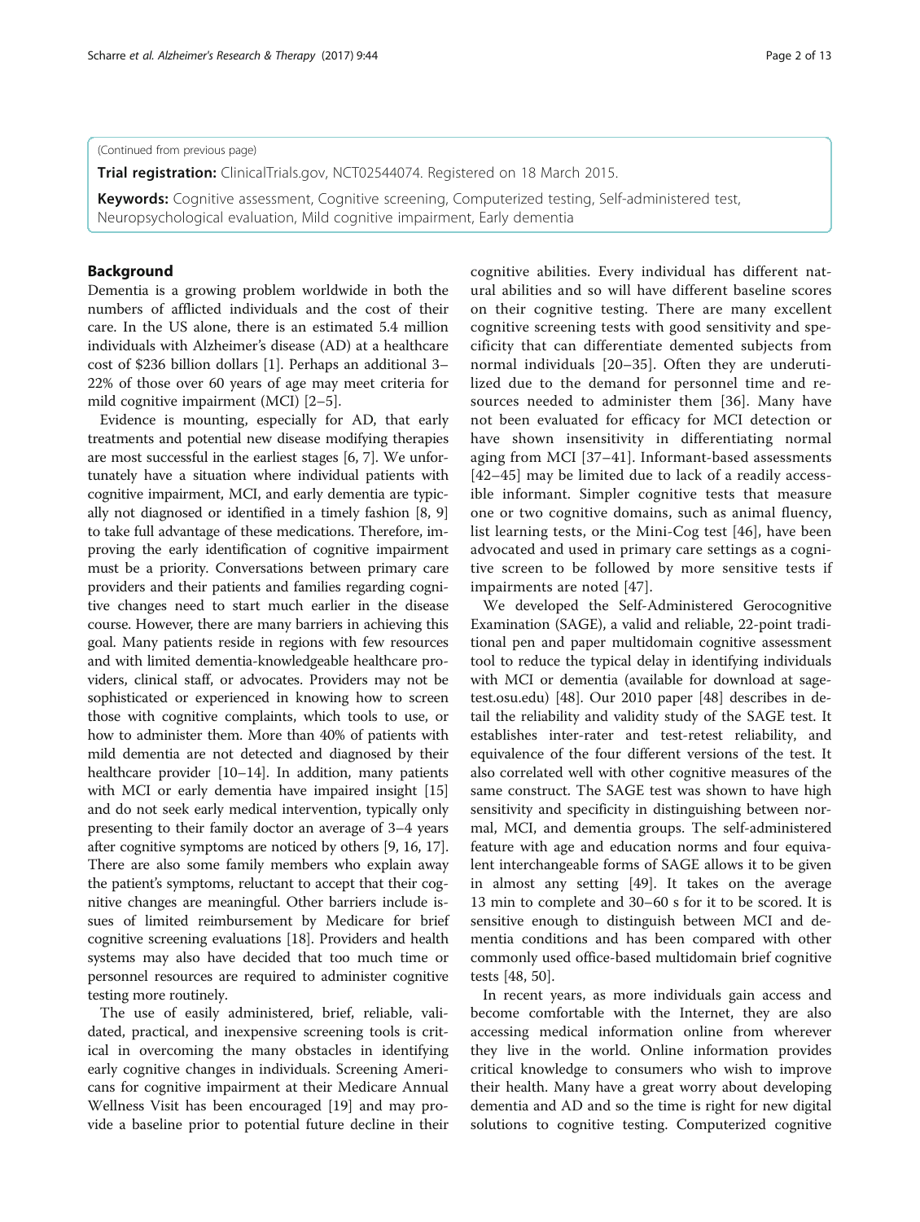(Continued from previous page)

**Trial registration:** ClinicalTrials.gov, NCT02544074. Registered on 18 March 2015.

**Keywords:** Cognitive assessment, Cognitive screening, Computerized testing, Self-administered test, Neuropsychological evaluation, Mild cognitive impairment, Early dementia

## Background

Dementia is a growing problem worldwide in both the numbers of afflicted individuals and the cost of their care. In the US alone, there is an estimated 5.4 million individuals with Alzheimer's disease (AD) at a healthcare cost of $236 billion dollars [1]. Perhaps an additional 3–22% of those over 60 years of age may meet criteria for mild cognitive impairment (MCI) [2–5].

Evidence is mounting, especially for AD, that early treatments and potential new disease modifying therapies are most successful in the earliest stages [6, 7]. We unfortunately have a situation where individual patients with cognitive impairment, MCI, and early dementia are typically not diagnosed or identified in a timely fashion [8, 9] to take full advantage of these medications. Therefore, improving the early identification of cognitive impairment must be a priority. Conversations between primary care providers and their patients and families regarding cognitive changes need to start much earlier in the disease course. However, there are many barriers in achieving this goal. Many patients reside in regions with few resources and with limited dementia-knowledgeable healthcare providers, clinical staff, or advocates. Providers may not be sophisticated or experienced in knowing how to screen those with cognitive complaints, which tools to use, or how to administer them. More than 40% of patients with mild dementia are not detected and diagnosed by their healthcare provider [10–14]. In addition, many patients with MCI or early dementia have impaired insight [15] and do not seek early medical intervention, typically only presenting to their family doctor an average of 3–4 years after cognitive symptoms are noticed by others [9, 16, 17]. There are also some family members who explain away the patient's symptoms, reluctant to accept that their cognitive changes are meaningful. Other barriers include issues of limited reimbursement by Medicare for brief cognitive screening evaluations [18]. Providers and health systems may also have decided that too much time or personnel resources are required to administer cognitive testing more routinely.

The use of easily administered, brief, reliable, validated, practical, and inexpensive screening tools is critical in overcoming the many obstacles in identifying early cognitive changes in individuals. Screening Americans for cognitive impairment at their Medicare Annual Wellness Visit has been encouraged [19] and may provide a baseline prior to potential future decline in their cognitive abilities. Every individual has different natural abilities and so will have different baseline scores on their cognitive testing. There are many excellent cognitive screening tests with good sensitivity and specificity that can differentiate demented subjects from normal individuals [20–35]. Often they are underutilized due to the demand for personnel time and resources needed to administer them [36]. Many have not been evaluated for efficacy for MCI detection or have shown insensitivity in differentiating normal aging from MCI [37–41]. Informant-based assessments [42–45] may be limited due to lack of a readily accessible informant. Simpler cognitive tests that measure one or two cognitive domains, such as animal fluency, list learning tests, or the Mini-Cog test [46], have been advocated and used in primary care settings as a cognitive screen to be followed by more sensitive tests if impairments are noted [47].

We developed the Self-Administered Gerocognitive Examination (SAGE), a valid and reliable, 22-point traditional pen and paper multidomain cognitive assessment tool to reduce the typical delay in identifying individuals with MCI or dementia (available for download at sagetest.osu.edu) [48]. Our 2010 paper [48] describes in detail the reliability and validity study of the SAGE test. It establishes inter-rater and test-retest reliability, and equivalence of the four different versions of the test. It also correlated well with other cognitive measures of the same construct. The SAGE test was shown to have high sensitivity and specificity in distinguishing between normal, MCI, and dementia groups. The self-administered feature with age and education norms and four equivalent interchangeable forms of SAGE allows it to be given in almost any setting [49]. It takes on the average 13 min to complete and 30–60 s for it to be scored. It is sensitive enough to distinguish between MCI and dementia conditions and has been compared with other commonly used office-based multidomain brief cognitive tests [48, 50].

In recent years, as more individuals gain access and become comfortable with the Internet, they are also accessing medical information online from wherever they live in the world. Online information provides critical knowledge to consumers who wish to improve their health. Many have a great worry about developing dementia and AD and so the time is right for new digital solutions to cognitive testing. Computerized cognitive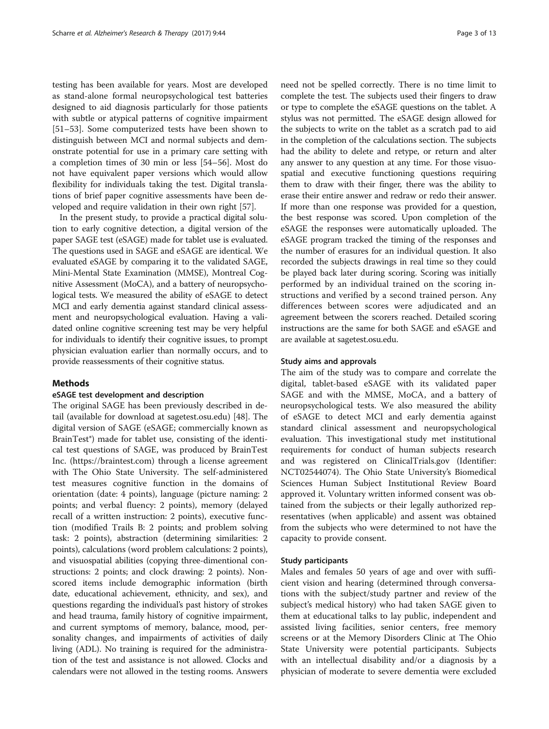testing has been available for years. Most are developed as stand-alone formal neuropsychological test batteries designed to aid diagnosis particularly for those patients with subtle or atypical patterns of cognitive impairment [51–53]. Some computerized tests have been shown to distinguish between MCI and normal subjects and demonstrate potential for use in a primary care setting with a completion times of 30 min or less [54–56]. Most do not have equivalent paper versions which would allow flexibility for individuals taking the test. Digital translations of brief paper cognitive assessments have been developed and require validation in their own right [57].

In the present study, to provide a practical digital solution to early cognitive detection, a digital version of the paper SAGE test (eSAGE) made for tablet use is evaluated. The questions used in SAGE and eSAGE are identical. We evaluated eSAGE by comparing it to the validated SAGE, Mini-Mental State Examination (MMSE), Montreal Cognitive Assessment (MoCA), and a battery of neuropsychological tests. We measured the ability of eSAGE to detect MCI and early dementia against standard clinical assessment and neuropsychological evaluation. Having a validated online cognitive screening test may be very helpful for individuals to identify their cognitive issues, to prompt physician evaluation earlier than normally occurs, and to provide reassessments of their cognitive status.

## Methods

### eSAGE test development and description

The original SAGE has been previously described in detail (available for download at sagetest.osu.edu) [48]. The digital version of SAGE (eSAGE; commercially known as BrainTest®) made for tablet use, consisting of the identical test questions of SAGE, was produced by BrainTest Inc. (https://braintest.com) through a license agreement with The Ohio State University. The self-administered test measures cognitive function in the domains of orientation (date: 4 points), language (picture naming: 2 points; and verbal fluency: 2 points), memory (delayed recall of a written instruction: 2 points), executive function (modified Trails B: 2 points; and problem solving task: 2 points), abstraction (determining similarities: 2 points), calculations (word problem calculations: 2 points), and visuospatial abilities (copying three-dimentional constructions: 2 points; and clock drawing: 2 points). Nonscored items include demographic information (birth date, educational achievement, ethnicity, and sex), and questions regarding the individual's past history of strokes and head trauma, family history of cognitive impairment, and current symptoms of memory, balance, mood, personality changes, and impairments of activities of daily living (ADL). No training is required for the administration of the test and assistance is not allowed. Clocks and calendars were not allowed in the testing rooms. Answers need not be spelled correctly. There is no time limit to complete the test. The subjects used their fingers to draw or type to complete the eSAGE questions on the tablet. A stylus was not permitted. The eSAGE design allowed for the subjects to write on the tablet as a scratch pad to aid in the completion of the calculations section. The subjects had the ability to delete and retype, or return and alter any answer to any question at any time. For those visuospatial and executive functioning questions requiring them to draw with their finger, there was the ability to erase their entire answer and redraw or redo their answer. If more than one response was provided for a question, the best response was scored. Upon completion of the eSAGE the responses were automatically uploaded. The eSAGE program tracked the timing of the responses and the number of erasures for an individual question. It also recorded the subjects drawings in real time so they could be played back later during scoring. Scoring was initially performed by an individual trained on the scoring instructions and verified by a second trained person. Any differences between scores were adjudicated and an agreement between the scorers reached. Detailed scoring instructions are the same for both SAGE and eSAGE and are available at sagetest.osu.edu.

### Study aims and approvals

The aim of the study was to compare and correlate the digital, tablet-based eSAGE with its validated paper SAGE and with the MMSE, MoCA, and a battery of neuropsychological tests. We also measured the ability of eSAGE to detect MCI and early dementia against standard clinical assessment and neuropsychological evaluation. This investigational study met institutional requirements for conduct of human subjects research and was registered on ClinicalTrials.gov (Identifier: NCT02544074). The Ohio State University's Biomedical Sciences Human Subject Institutional Review Board approved it. Voluntary written informed consent was obtained from the subjects or their legally authorized representatives (when applicable) and assent was obtained from the subjects who were determined to not have the capacity to provide consent.

### Study participants

Males and females 50 years of age and over with sufficient vision and hearing (determined through conversations with the subject/study partner and review of the subject's medical history) who had taken SAGE given to them at educational talks to lay public, independent and assisted living facilities, senior centers, free memory screens or at the Memory Disorders Clinic at The Ohio State University were potential participants. Subjects with an intellectual disability and/or a diagnosis by a physician of moderate to severe dementia were excluded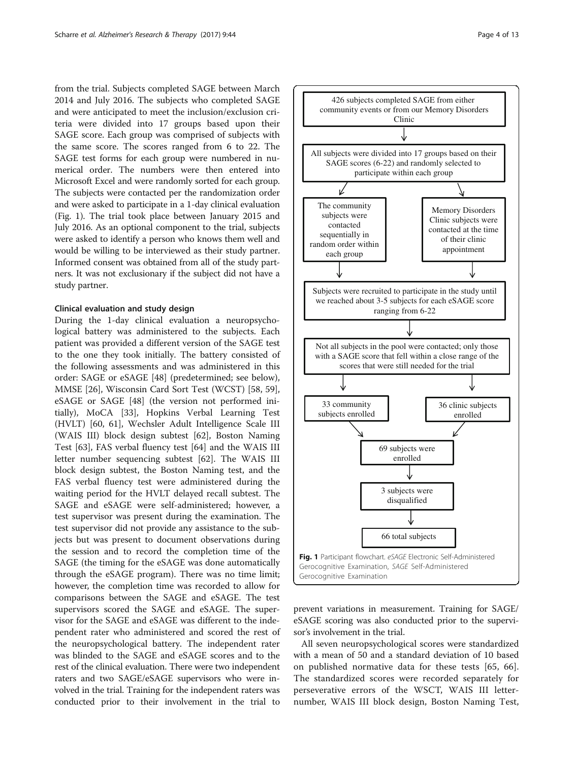from the trial. Subjects completed SAGE between March 2014 and July 2016. The subjects who completed SAGE and were anticipated to meet the inclusion/exclusion criteria were divided into 17 groups based upon their SAGE score. Each group was comprised of subjects with the same score. The scores ranged from 6 to 22. The SAGE test forms for each group were numbered in numerical order. The numbers were then entered into Microsoft Excel and were randomly sorted for each group. The subjects were contacted per the randomization order and were asked to participate in a 1-day clinical evaluation (Fig. 1). The trial took place between January 2015 and July 2016. As an optional component to the trial, subjects were asked to identify a person who knows them well and would be willing to be interviewed as their study partner. Informed consent was obtained from all of the study partners. It was not exclusionary if the subject did not have a study partner.

### Clinical evaluation and study design

During the 1-day clinical evaluation a neuropsychological battery was administered to the subjects. Each patient was provided a different version of the SAGE test to the one they took initially. The battery consisted of the following assessments and was administered in this order: SAGE or eSAGE [48] (predetermined; see below), MMSE [26], Wisconsin Card Sort Test (WCST) [58, 59], eSAGE or SAGE [48] (the version not performed initially), MoCA [33], Hopkins Verbal Learning Test (HVLT) [60, 61], Wechsler Adult Intelligence Scale III (WAIS III) block design subtest [62], Boston Naming Test [63], FAS verbal fluency test [64] and the WAIS III letter number sequencing subtest [62]. The WAIS III block design subtest, the Boston Naming test, and the FAS verbal fluency test were administered during the waiting period for the HVLT delayed recall subtest. The SAGE and eSAGE were self-administered; however, a test supervisor was present during the examination. The test supervisor did not provide any assistance to the subjects but was present to document observations during the session and to record the completion time of the SAGE (the timing for the eSAGE was done automatically through the eSAGE program). There was no time limit; however, the completion time was recorded to allow for comparisons between the SAGE and eSAGE. The test supervisors scored the SAGE and eSAGE. The supervisor for the SAGE and eSAGE was different to the independent rater who administered and scored the rest of the neuropsychological battery. The independent rater was blinded to the SAGE and eSAGE scores and to the rest of the clinical evaluation. There were two independent raters and two SAGE/eSAGE supervisors who were involved in the trial. Training for the independent raters was conducted prior to their involvement in the trial to prevent variations in measurement. Training for SAGE/eSAGE scoring was also conducted prior to the supervisor's involvement in the trial.

426 subjects completed SAGE from either community events or from our Memory Disorders Clinic

↓

All subjects were divided into 17 groups based on their SAGE scores (6-22) and randomly selected to participate within each group

↓

- The community subjects were contacted sequentially in random order within each group
- Memory Disorders Clinic subjects were contacted at the time of their clinic appointment

↓

Subjects were recruited to participate in the study until we reached about 3-5 subjects for each eSAGE score ranging from 6-22

↓

Not all subjects in the pool were contacted; only those with a SAGE score that fell within a close range of the scores that were still needed for the trial

↓

- 33 community subjects enrolled
- 36 clinic subjects enrolled

↓

69 subjects were enrolled

↓

3 subjects were disqualified

↓

66 total subjects

**Fig. 1** Participant flowchart. *eSAGE* Electronic Self-Administered Gerocognitive Examination, *SAGE* Self-Administered Gerocognitive Examination

All seven neuropsychological scores were standardized with a mean of 50 and a standard deviation of 10 based on published normative data for these tests [65, 66]. The standardized scores were recorded separately for perseverative errors of the WSCT, WAIS III letter-number, WAIS III block design, Boston Naming Test,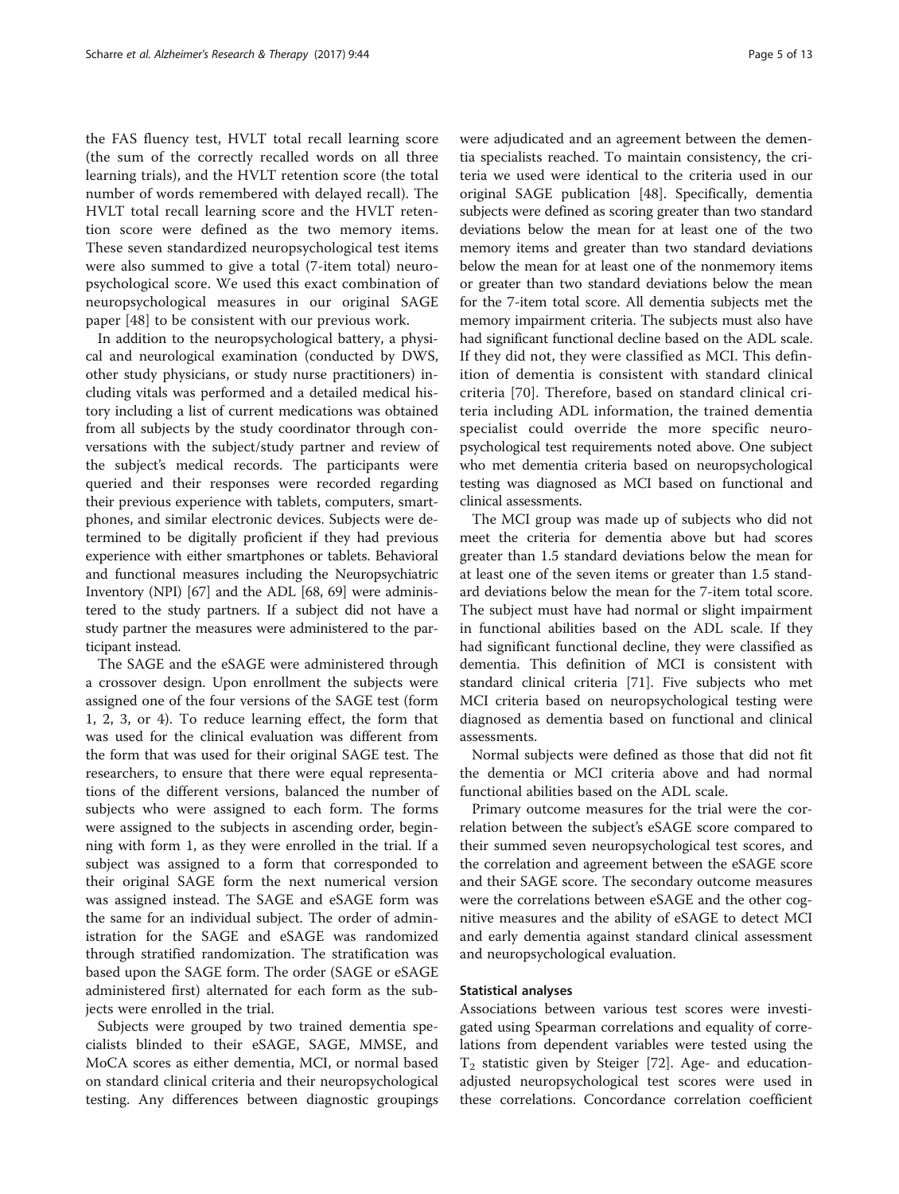the FAS fluency test, HVLT total recall learning score (the sum of the correctly recalled words on all three learning trials), and the HVLT retention score (the total number of words remembered with delayed recall). The HVLT total recall learning score and the HVLT retention score were defined as the two memory items. These seven standardized neuropsychological test items were also summed to give a total (7-item total) neuropsychological score. We used this exact combination of neuropsychological measures in our original SAGE paper [48] to be consistent with our previous work.

In addition to the neuropsychological battery, a physical and neurological examination (conducted by DWS, other study physicians, or study nurse practitioners) including vitals was performed and a detailed medical history including a list of current medications was obtained from all subjects by the study coordinator through conversations with the subject/study partner and review of the subject's medical records. The participants were queried and their responses were recorded regarding their previous experience with tablets, computers, smartphones, and similar electronic devices. Subjects were determined to be digitally proficient if they had previous experience with either smartphones or tablets. Behavioral and functional measures including the Neuropsychiatric Inventory (NPI) [67] and the ADL [68, 69] were administered to the study partners. If a subject did not have a study partner the measures were administered to the participant instead.

The SAGE and the eSAGE were administered through a crossover design. Upon enrollment the subjects were assigned one of the four versions of the SAGE test (form 1, 2, 3, or 4). To reduce learning effect, the form that was used for the clinical evaluation was different from the form that was used for their original SAGE test. The researchers, to ensure that there were equal representations of the different versions, balanced the number of subjects who were assigned to each form. The forms were assigned to the subjects in ascending order, beginning with form 1, as they were enrolled in the trial. If a subject was assigned to a form that corresponded to their original SAGE form the next numerical version was assigned instead. The SAGE and eSAGE form was the same for an individual subject. The order of administration for the SAGE and eSAGE was randomized through stratified randomization. The stratification was based upon the SAGE form. The order (SAGE or eSAGE administered first) alternated for each form as the subjects were enrolled in the trial.

Subjects were grouped by two trained dementia specialists blinded to their eSAGE, SAGE, MMSE, and MoCA scores as either dementia, MCI, or normal based on standard clinical criteria and their neuropsychological testing. Any differences between diagnostic groupings were adjudicated and an agreement between the dementia specialists reached. To maintain consistency, the criteria we used were identical to the criteria used in our original SAGE publication [48]. Specifically, dementia subjects were defined as scoring greater than two standard deviations below the mean for at least one of the two memory items and greater than two standard deviations below the mean for at least one of the nonmemory items or greater than two standard deviations below the mean for the 7-item total score. All dementia subjects met the memory impairment criteria. The subjects must also have had significant functional decline based on the ADL scale. If they did not, they were classified as MCI. This definition of dementia is consistent with standard clinical criteria [70]. Therefore, based on standard clinical criteria including ADL information, the trained dementia specialist could override the more specific neuropsychological test requirements noted above. One subject who met dementia criteria based on neuropsychological testing was diagnosed as MCI based on functional and clinical assessments.

The MCI group was made up of subjects who did not meet the criteria for dementia above but had scores greater than 1.5 standard deviations below the mean for at least one of the seven items or greater than 1.5 standard deviations below the mean for the 7-item total score. The subject must have had normal or slight impairment in functional abilities based on the ADL scale. If they had significant functional decline, they were classified as dementia. This definition of MCI is consistent with standard clinical criteria [71]. Five subjects who met MCI criteria based on neuropsychological testing were diagnosed as dementia based on functional and clinical assessments.

Normal subjects were defined as those that did not fit the dementia or MCI criteria above and had normal functional abilities based on the ADL scale.

Primary outcome measures for the trial were the correlation between the subject's eSAGE score compared to their summed seven neuropsychological test scores, and the correlation and agreement between the eSAGE score and their SAGE score. The secondary outcome measures were the correlations between eSAGE and the other cognitive measures and the ability of eSAGE to detect MCI and early dementia against standard clinical assessment and neuropsychological evaluation.

### Statistical analyses

Associations between various test scores were investigated using Spearman correlations and equality of correlations from dependent variables were tested using the $T_2$ statistic given by Steiger [72]. Age- and education-adjusted neuropsychological test scores were used in these correlations. Concordance correlation coefficient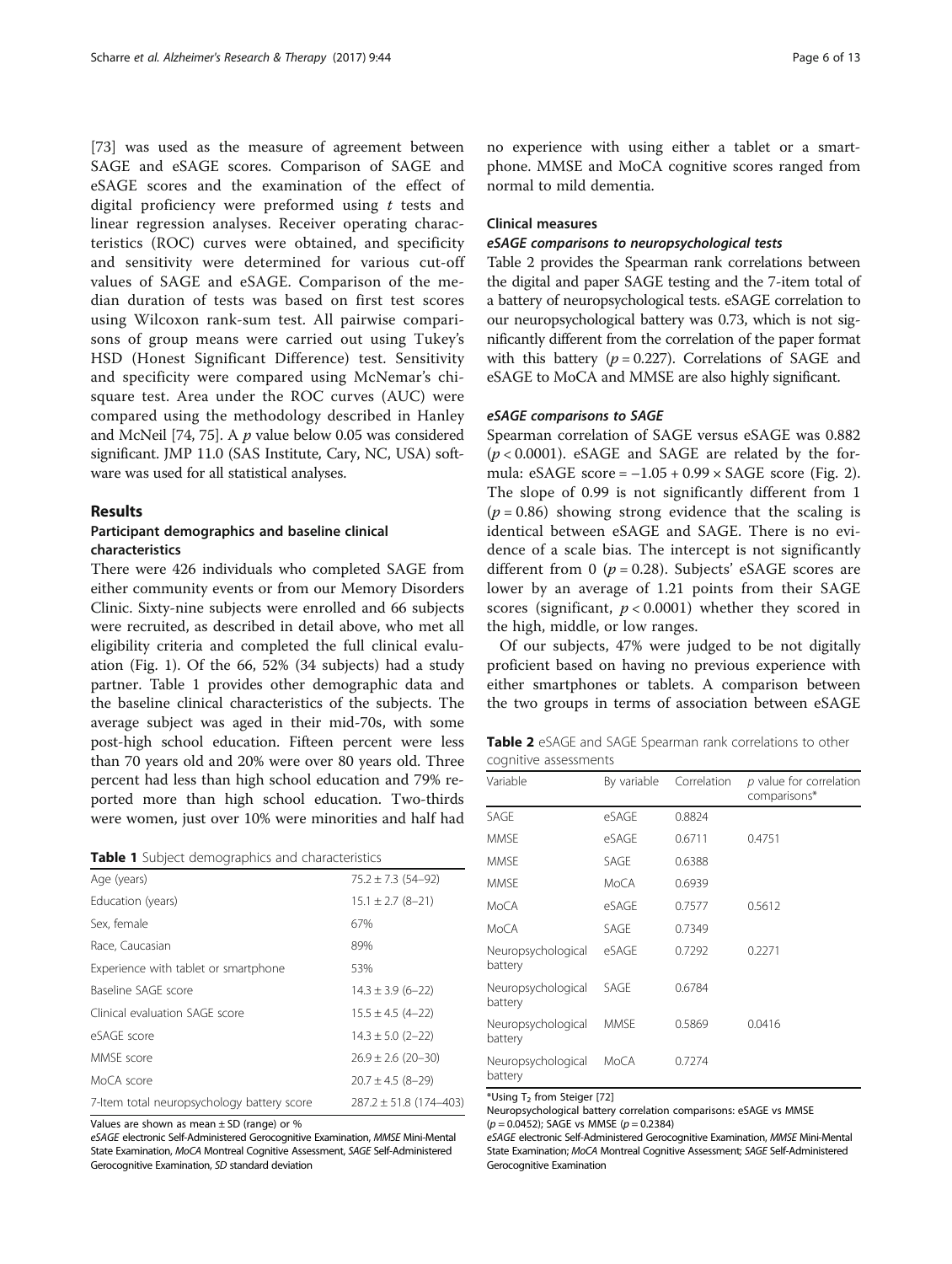[73] was used as the measure of agreement between SAGE and eSAGE scores. Comparison of SAGE and eSAGE scores and the examination of the effect of digital proficiency were preformed using $t$ tests and linear regression analyses. Receiver operating characteristics (ROC) curves were obtained, and specificity and sensitivity were determined for various cut-off values of SAGE and eSAGE. Comparison of the median duration of tests was based on first test scores using Wilcoxon rank-sum test. All pairwise comparisons of group means were carried out using Tukey's HSD (Honest Significant Difference) test. Sensitivity and specificity were compared using McNemar's chi-square test. Area under the ROC curves (AUC) were compared using the methodology described in Hanley and McNeil [74, 75]. A $p$ value below 0.05 was considered significant. JMP 11.0 (SAS Institute, Cary, NC, USA) software was used for all statistical analyses.

## Results

### Participant demographics and baseline clinical characteristics

There were 426 individuals who completed SAGE from either community events or from our Memory Disorders Clinic. Sixty-nine subjects were enrolled and 66 subjects were recruited, as described in detail above, who met all eligibility criteria and completed the full clinical evaluation (Fig. 1). Of the 66, 52% (34 subjects) had a study partner. Table 1 provides other demographic data and the baseline clinical characteristics of the subjects. The average subject was aged in their mid-70s, with some post-high school education. Fifteen percent were less than 70 years old and 20% were over 80 years old. Three percent had less than high school education and 79% reported more than high school education. Two-thirds were women, just over 10% were minorities and half had no experience with using either a tablet or a smartphone. MMSE and MoCA cognitive scores ranged from normal to mild dementia.

**Table 1** Subject demographics and characteristics

| | |
|---|---|
| Age (years) | 75.2 ± 7.3 (54–92) |
| Education (years) | 15.1 ± 2.7 (8–21) |
| Sex, female | 67% |
| Race, Caucasian | 89% |
| Experience with tablet or smartphone | 53% |
| Baseline SAGE score | 14.3 ± 3.9 (6–22) |
| Clinical evaluation SAGE score | 15.5 ± 4.5 (4–22) |
| eSAGE score | 14.3 ± 5.0 (2–22) |
| MMSE score | 26.9 ± 2.6 (20–30) |
| MoCA score | 20.7 ± 4.5 (8–29) |
| 7-Item total neuropsychology battery score | 287.2 ± 51.8 (174–403) |

Values are shown as mean ± SD (range) or %

*eSAGE* electronic Self-Administered Gerocognitive Examination, *MMSE* Mini-Mental State Examination, *MoCA* Montreal Cognitive Assessment, *SAGE* Self-Administered Gerocognitive Examination, *SD* standard deviation

### Clinical measures

#### *eSAGE comparisons to neuropsychological tests*

Table 2 provides the Spearman rank correlations between the digital and paper SAGE testing and the 7-item total of a battery of neuropsychological tests. eSAGE correlation to our neuropsychological battery was 0.73, which is not significantly different from the correlation of the paper format with this battery ($p = 0.227$). Correlations of SAGE and eSAGE to MoCA and MMSE are also highly significant.

#### *eSAGE comparisons to SAGE*

Spearman correlation of SAGE versus eSAGE was 0.882 ($p < 0.0001$). eSAGE and SAGE are related by the formula: eSAGE score = −1.05 + 0.99 × SAGE score (Fig. 2). The slope of 0.99 is not significantly different from 1 ($p = 0.86$) showing strong evidence that the scaling is identical between eSAGE and SAGE. There is no evidence of a scale bias. The intercept is not significantly different from 0 ($p = 0.28$). Subjects' eSAGE scores are lower by an average of 1.21 points from their SAGE scores (significant, $p < 0.0001$) whether they scored in the high, middle, or low ranges.

Of our subjects, 47% were judged to be not digitally proficient based on having no previous experience with either smartphones or tablets. A comparison between the two groups in terms of association between eSAGE

**Table 2** eSAGE and SAGE Spearman rank correlations to other cognitive assessments

| Variable | By variable | Correlation | $p$ value for correlation comparisons* |
|---|---|---|---|
| SAGE | eSAGE | 0.8824 | |
| MMSE | eSAGE | 0.6711 | 0.4751 |
| MMSE | SAGE | 0.6388 | |
| MMSE | MoCA | 0.6939 | |
| MoCA | eSAGE | 0.7577 | 0.5612 |
| MoCA | SAGE | 0.7349 | |
| Neuropsychological battery | eSAGE | 0.7292 | 0.2271 |
| Neuropsychological battery | SAGE | 0.6784 | |
| Neuropsychological battery | MMSE | 0.5869 | 0.0416 |
| Neuropsychological battery | MoCA | 0.7274 | |

*Using $T_2$ from Steiger [72]

Neuropsychological battery correlation comparisons: eSAGE vs MMSE ($p = 0.0452$); SAGE vs MMSE ($p = 0.2384$)

*eSAGE* electronic Self-Administered Gerocognitive Examination, *MMSE* Mini-Mental State Examination; *MoCA* Montreal Cognitive Assessment; *SAGE* Self-Administered Gerocognitive Examination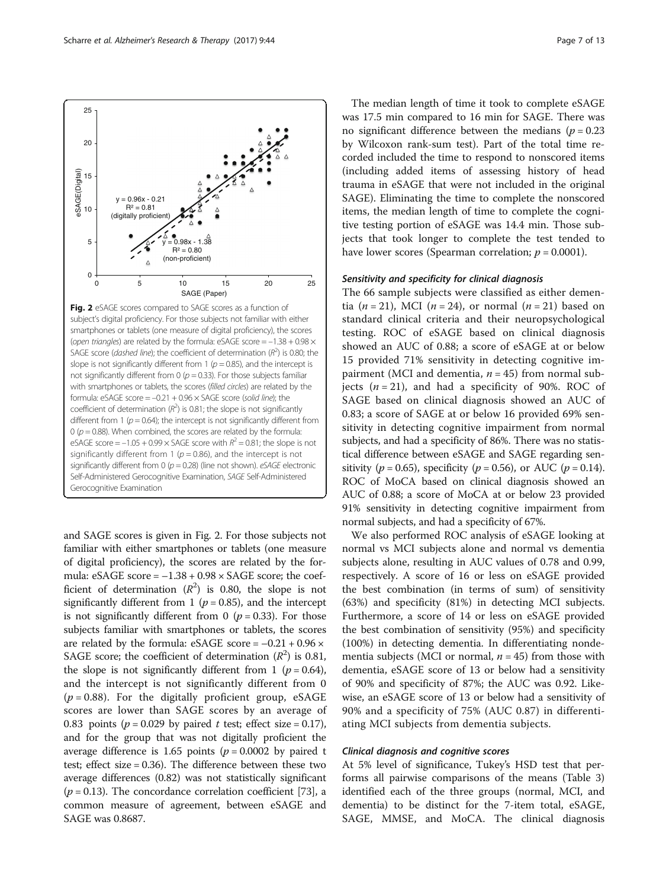**Fig. 2** eSAGE scores compared to SAGE scores as a function of subject's digital proficiency. For those subjects not familiar with either smartphones or tablets (one measure of digital proficiency), the scores (*open triangles*) are related by the formula: eSAGE score = −1.38 + 0.98 × SAGE score (*dashed line*); the coefficient of determination ($R^2$) is 0.80; the slope is not significantly different from 1 ($p = 0.85$), and the intercept is not significantly different from 0 ($p = 0.33$). For those subjects familiar with smartphones or tablets, the scores (*filled circles*) are related by the formula: eSAGE score = −0.21 + 0.96 × SAGE score (*solid line*); the coefficient of determination ($R^2$) is 0.81; the slope is not significantly different from 1 ($p = 0.64$); the intercept is not significantly different from 0 ($p = 0.88$). When combined, the scores are related by the formula: eSAGE score = −1.05 + 0.99 × SAGE score with $R^2 = 0.81$; the slope is not significantly different from 1 ($p = 0.86$), and the intercept is not significantly different from 0 ($p = 0.28$) (line not shown). *eSAGE* electronic Self-Administered Gerocognitive Examination, *SAGE* Self-Administered Gerocognitive Examination

and SAGE scores is given in Fig. 2. For those subjects not familiar with either smartphones or tablets (one measure of digital proficiency), the scores are related by the formula: eSAGE score = −1.38 + 0.98 × SAGE score; the coefficient of determination ($R^2$) is 0.80, the slope is not significantly different from 1 ($p = 0.85$), and the intercept is not significantly different from 0 ($p = 0.33$). For those subjects familiar with smartphones or tablets, the scores are related by the formula: eSAGE score = −0.21 + 0.96 × SAGE score; the coefficient of determination ($R^2$) is 0.81, the slope is not significantly different from 1 ($p = 0.64$), and the intercept is not significantly different from 0 ($p = 0.88$). For the digitally proficient group, eSAGE scores are lower than SAGE scores by an average of 0.83 points ($p = 0.029$ by paired *t* test; effect size = 0.17), and for the group that was not digitally proficient the average difference is 1.65 points ($p = 0.0002$ by paired t test; effect size = 0.36). The difference between these two average differences (0.82) was not statistically significant ($p = 0.13$). The concordance correlation coefficient [73], a common measure of agreement, between eSAGE and SAGE was 0.8687.

The median length of time it took to complete eSAGE was 17.5 min compared to 16 min for SAGE. There was no significant difference between the medians ($p = 0.23$ by Wilcoxon rank-sum test). Part of the total time recorded included the time to respond to nonscored items (including added items of assessing history of head trauma in eSAGE that were not included in the original SAGE). Eliminating the time to complete the nonscored items, the median length of time to complete the cognitive testing portion of eSAGE was 14.4 min. Those subjects that took longer to complete the test tended to have lower scores (Spearman correlation; $p = 0.0001$).

### *Sensitivity and specificity for clinical diagnosis*

The 66 sample subjects were classified as either dementia ($n = 21$), MCI ($n = 24$), or normal ($n = 21$) based on standard clinical criteria and their neuropsychological testing. ROC of eSAGE based on clinical diagnosis showed an AUC of 0.88; a score of eSAGE at or below 15 provided 71% sensitivity in detecting cognitive impairment (MCI and dementia, $n = 45$) from normal subjects ($n = 21$), and had a specificity of 90%. ROC of SAGE based on clinical diagnosis showed an AUC of 0.83; a score of SAGE at or below 16 provided 69% sensitivity in detecting cognitive impairment from normal subjects, and had a specificity of 86%. There was no statistical difference between eSAGE and SAGE regarding sensitivity ($p = 0.65$), specificity ($p = 0.56$), or AUC ($p = 0.14$). ROC of MoCA based on clinical diagnosis showed an AUC of 0.88; a score of MoCA at or below 23 provided 91% sensitivity in detecting cognitive impairment from normal subjects, and had a specificity of 67%.

We also performed ROC analysis of eSAGE looking at normal vs MCI subjects alone and normal vs dementia subjects alone, resulting in AUC values of 0.78 and 0.99, respectively. A score of 16 or less on eSAGE provided the best combination (in terms of sum) of sensitivity (63%) and specificity (81%) in detecting MCI subjects. Furthermore, a score of 14 or less on eSAGE provided the best combination of sensitivity (95%) and specificity (100%) in detecting dementia. In differentiating nondementia subjects (MCI or normal, $n = 45$) from those with dementia, eSAGE score of 13 or below had a sensitivity of 90% and specificity of 87%; the AUC was 0.92. Likewise, an eSAGE score of 13 or below had a sensitivity of 90% and a specificity of 75% (AUC 0.87) in differentiating MCI subjects from dementia subjects.

### *Clinical diagnosis and cognitive scores*

At 5% level of significance, Tukey's HSD test that performs all pairwise comparisons of the means (Table 3) identified each of the three groups (normal, MCI, and dementia) to be distinct for the 7-item total, eSAGE, SAGE, MMSE, and MoCA. The clinical diagnosis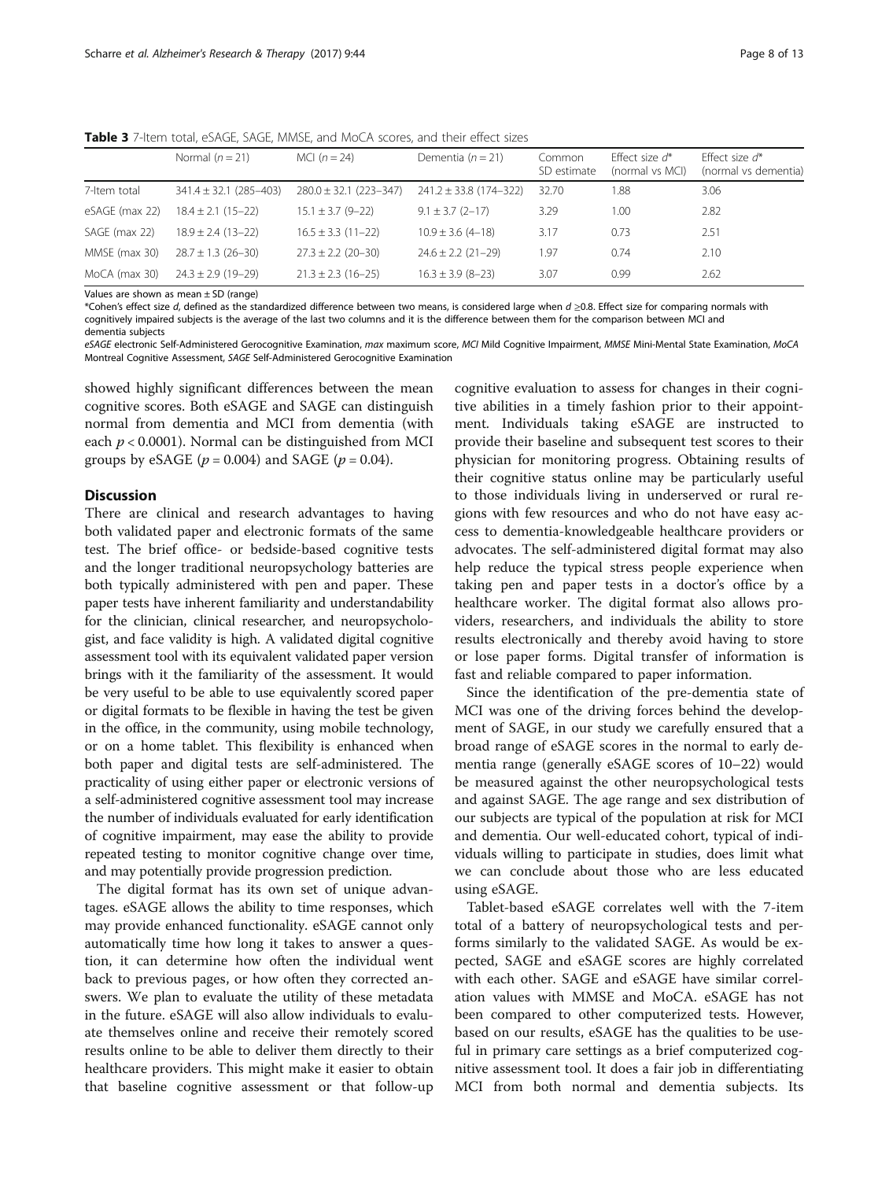**Table 3** 7-Item total, eSAGE, SAGE, MMSE, and MoCA scores, and their effect sizes

| | Normal ($n = 21$) | MCI ($n = 24$) | Dementia ($n = 21$) | Common SD estimate | Effect size $d$* (normal vs MCI) | Effect size $d$* (normal vs dementia) |
|---|---|---|---|---|---|---|
| 7-Item total | 341.4 ± 32.1 (285–403) | 280.0 ± 32.1 (223–347) | 241.2 ± 33.8 (174–322) | 32.70 | 1.88 | 3.06 |
| eSAGE (max 22) | 18.4 ± 2.1 (15–22) | 15.1 ± 3.7 (9–22) | 9.1 ± 3.7 (2–17) | 3.29 | 1.00 | 2.82 |
| SAGE (max 22) | 18.9 ± 2.4 (13–22) | 16.5 ± 3.3 (11–22) | 10.9 ± 3.6 (4–18) | 3.17 | 0.73 | 2.51 |
| MMSE (max 30) | 28.7 ± 1.3 (26–30) | 27.3 ± 2.2 (20–30) | 24.6 ± 2.2 (21–29) | 1.97 | 0.74 | 2.10 |
| MoCA (max 30) | 24.3 ± 2.9 (19–29) | 21.3 ± 2.3 (16–25) | 16.3 ± 3.9 (8–23) | 3.07 | 0.99 | 2.62 |

Values are shown as mean ± SD (range)

*Cohen's effect size $d$, defined as the standardized difference between two means, is considered large when $d \geq 0.8$. Effect size for comparing normals with cognitively impaired subjects is the average of the last two columns and it is the difference between them for the comparison between MCI and dementia subjects

*eSAGE* electronic Self-Administered Gerocognitive Examination, *max* maximum score, *MCI* Mild Cognitive Impairment, *MMSE* Mini-Mental State Examination, *MoCA* Montreal Cognitive Assessment, *SAGE* Self-Administered Gerocognitive Examination

showed highly significant differences between the mean cognitive scores. Both eSAGE and SAGE can distinguish normal from dementia and MCI from dementia (with each $p < 0.0001$). Normal can be distinguished from MCI groups by eSAGE ($p = 0.004$) and SAGE ($p = 0.04$).

## Discussion

There are clinical and research advantages to having both validated paper and electronic formats of the same test. The brief office- or bedside-based cognitive tests and the longer traditional neuropsychology batteries are both typically administered with pen and paper. These paper tests have inherent familiarity and understandability for the clinician, clinical researcher, and neuropsychologist, and face validity is high. A validated digital cognitive assessment tool with its equivalent validated paper version brings with it the familiarity of the assessment. It would be very useful to be able to use equivalently scored paper or digital formats to be flexible in having the test be given in the office, in the community, using mobile technology, or on a home tablet. This flexibility is enhanced when both paper and digital tests are self-administered. The practicality of using either paper or electronic versions of a self-administered cognitive assessment tool may increase the number of individuals evaluated for early identification of cognitive impairment, may ease the ability to provide repeated testing to monitor cognitive change over time, and may potentially provide progression prediction.

The digital format has its own set of unique advantages. eSAGE allows the ability to time responses, which may provide enhanced functionality. eSAGE cannot only automatically time how long it takes to answer a question, it can determine how often the individual went back to previous pages, or how often they corrected answers. We plan to evaluate the utility of these metadata in the future. eSAGE will also allow individuals to evaluate themselves online and receive their remotely scored results online to be able to deliver them directly to their healthcare providers. This might make it easier to obtain that baseline cognitive assessment or that follow-up cognitive evaluation to assess for changes in their cognitive abilities in a timely fashion prior to their appointment. Individuals taking eSAGE are instructed to provide their baseline and subsequent test scores to their physician for monitoring progress. Obtaining results of their cognitive status online may be particularly useful to those individuals living in underserved or rural regions with few resources and who do not have easy access to dementia-knowledgeable healthcare providers or advocates. The self-administered digital format may also help reduce the typical stress people experience when taking pen and paper tests in a doctor's office by a healthcare worker. The digital format also allows providers, researchers, and individuals the ability to store results electronically and thereby avoid having to store or lose paper forms. Digital transfer of information is fast and reliable compared to paper information.

Since the identification of the pre-dementia state of MCI was one of the driving forces behind the development of SAGE, in our study we carefully ensured that a broad range of eSAGE scores in the normal to early dementia range (generally eSAGE scores of 10–22) would be measured against the other neuropsychological tests and against SAGE. The age range and sex distribution of our subjects are typical of the population at risk for MCI and dementia. Our well-educated cohort, typical of individuals willing to participate in studies, does limit what we can conclude about those who are less educated using eSAGE.

Tablet-based eSAGE correlates well with the 7-item total of a battery of neuropsychological tests and performs similarly to the validated SAGE. As would be expected, SAGE and eSAGE scores are highly correlated with each other. SAGE and eSAGE have similar correlation values with MMSE and MoCA. eSAGE has not been compared to other computerized tests. However, based on our results, eSAGE has the qualities to be useful in primary care settings as a brief computerized cognitive assessment tool. It does a fair job in differentiating MCI from both normal and dementia subjects. Its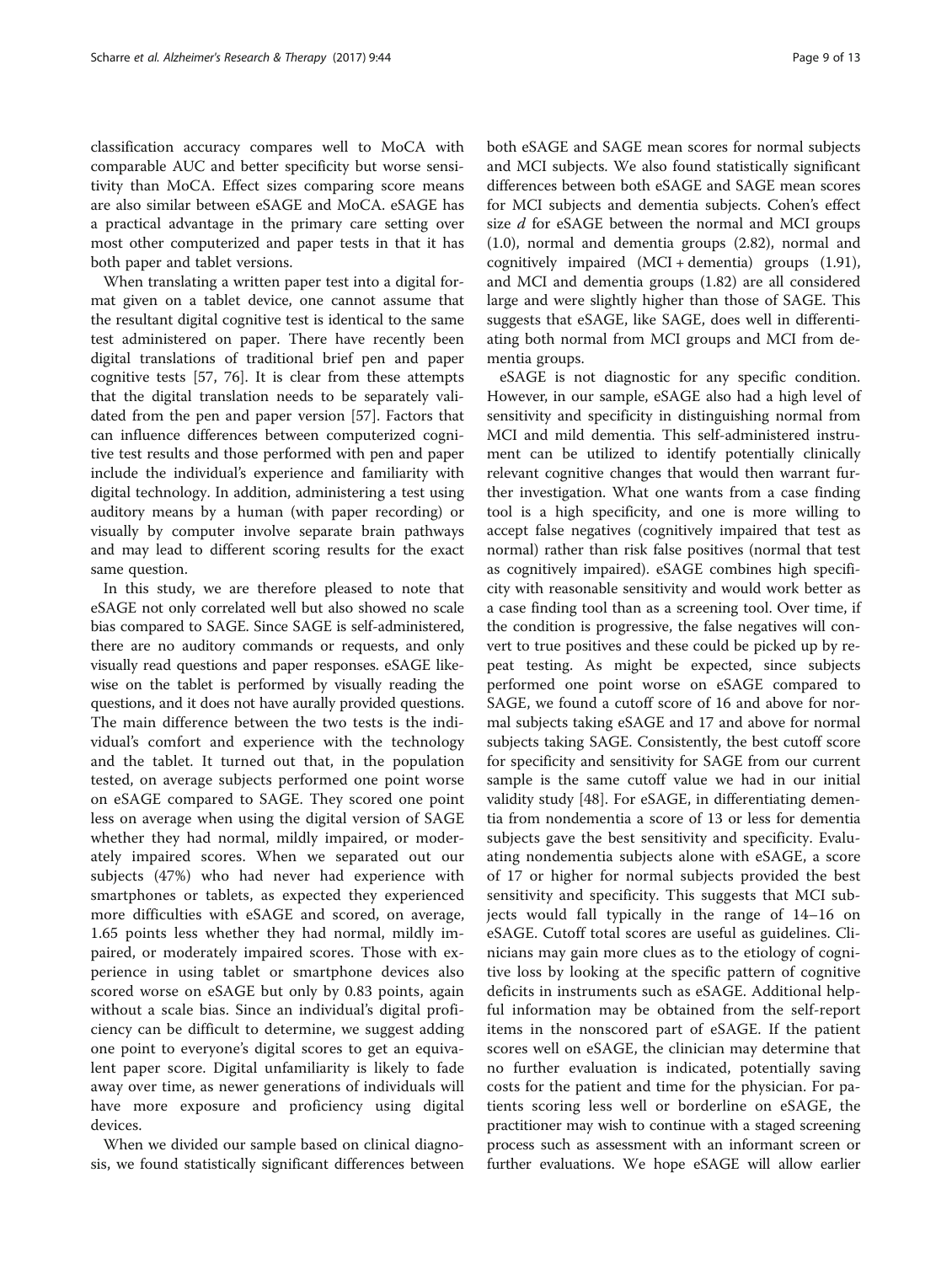classification accuracy compares well to MoCA with comparable AUC and better specificity but worse sensitivity than MoCA. Effect sizes comparing score means are also similar between eSAGE and MoCA. eSAGE has a practical advantage in the primary care setting over most other computerized and paper tests in that it has both paper and tablet versions.

When translating a written paper test into a digital format given on a tablet device, one cannot assume that the resultant digital cognitive test is identical to the same test administered on paper. There have recently been digital translations of traditional brief pen and paper cognitive tests [57, 76]. It is clear from these attempts that the digital translation needs to be separately validated from the pen and paper version [57]. Factors that can influence differences between computerized cognitive test results and those performed with pen and paper include the individual's experience and familiarity with digital technology. In addition, administering a test using auditory means by a human (with paper recording) or visually by computer involve separate brain pathways and may lead to different scoring results for the exact same question.

In this study, we are therefore pleased to note that eSAGE not only correlated well but also showed no scale bias compared to SAGE. Since SAGE is self-administered, there are no auditory commands or requests, and only visually read questions and paper responses. eSAGE likewise on the tablet is performed by visually reading the questions, and it does not have aurally provided questions. The main difference between the two tests is the individual's comfort and experience with the technology and the tablet. It turned out that, in the population tested, on average subjects performed one point worse on eSAGE compared to SAGE. They scored one point less on average when using the digital version of SAGE whether they had normal, mildly impaired, or moderately impaired scores. When we separated out our subjects (47%) who had never had experience with smartphones or tablets, as expected they experienced more difficulties with eSAGE and scored, on average, 1.65 points less whether they had normal, mildly impaired, or moderately impaired scores. Those with experience in using tablet or smartphone devices also scored worse on eSAGE but only by 0.83 points, again without a scale bias. Since an individual's digital proficiency can be difficult to determine, we suggest adding one point to everyone's digital scores to get an equivalent paper score. Digital unfamiliarity is likely to fade away over time, as newer generations of individuals will have more exposure and proficiency using digital devices.

When we divided our sample based on clinical diagnosis, we found statistically significant differences between both eSAGE and SAGE mean scores for normal subjects and MCI subjects. We also found statistically significant differences between both eSAGE and SAGE mean scores for MCI subjects and dementia subjects. Cohen's effect size *d* for eSAGE between the normal and MCI groups (1.0), normal and dementia groups (2.82), normal and cognitively impaired (MCI + dementia) groups (1.91), and MCI and dementia groups (1.82) are all considered large and were slightly higher than those of SAGE. This suggests that eSAGE, like SAGE, does well in differentiating both normal from MCI groups and MCI from dementia groups.

eSAGE is not diagnostic for any specific condition. However, in our sample, eSAGE also had a high level of sensitivity and specificity in distinguishing normal from MCI and mild dementia. This self-administered instrument can be utilized to identify potentially clinically relevant cognitive changes that would then warrant further investigation. What one wants from a case finding tool is a high specificity, and one is more willing to accept false negatives (cognitively impaired that test as normal) rather than risk false positives (normal that test as cognitively impaired). eSAGE combines high specificity with reasonable sensitivity and would work better as a case finding tool than as a screening tool. Over time, if the condition is progressive, the false negatives will convert to true positives and these could be picked up by repeat testing. As might be expected, since subjects performed one point worse on eSAGE compared to SAGE, we found a cutoff score of 16 and above for normal subjects taking eSAGE and 17 and above for normal subjects taking SAGE. Consistently, the best cutoff score for specificity and sensitivity for SAGE from our current sample is the same cutoff value we had in our initial validity study [48]. For eSAGE, in differentiating dementia from nondementia a score of 13 or less for dementia subjects gave the best sensitivity and specificity. Evaluating nondementia subjects alone with eSAGE, a score of 17 or higher for normal subjects provided the best sensitivity and specificity. This suggests that MCI subjects would fall typically in the range of 14–16 on eSAGE. Cutoff total scores are useful as guidelines. Clinicians may gain more clues as to the etiology of cognitive loss by looking at the specific pattern of cognitive deficits in instruments such as eSAGE. Additional helpful information may be obtained from the self-report items in the nonscored part of eSAGE. If the patient scores well on eSAGE, the clinician may determine that no further evaluation is indicated, potentially saving costs for the patient and time for the physician. For patients scoring less well or borderline on eSAGE, the practitioner may wish to continue with a staged screening process such as assessment with an informant screen or further evaluations. We hope eSAGE will allow earlier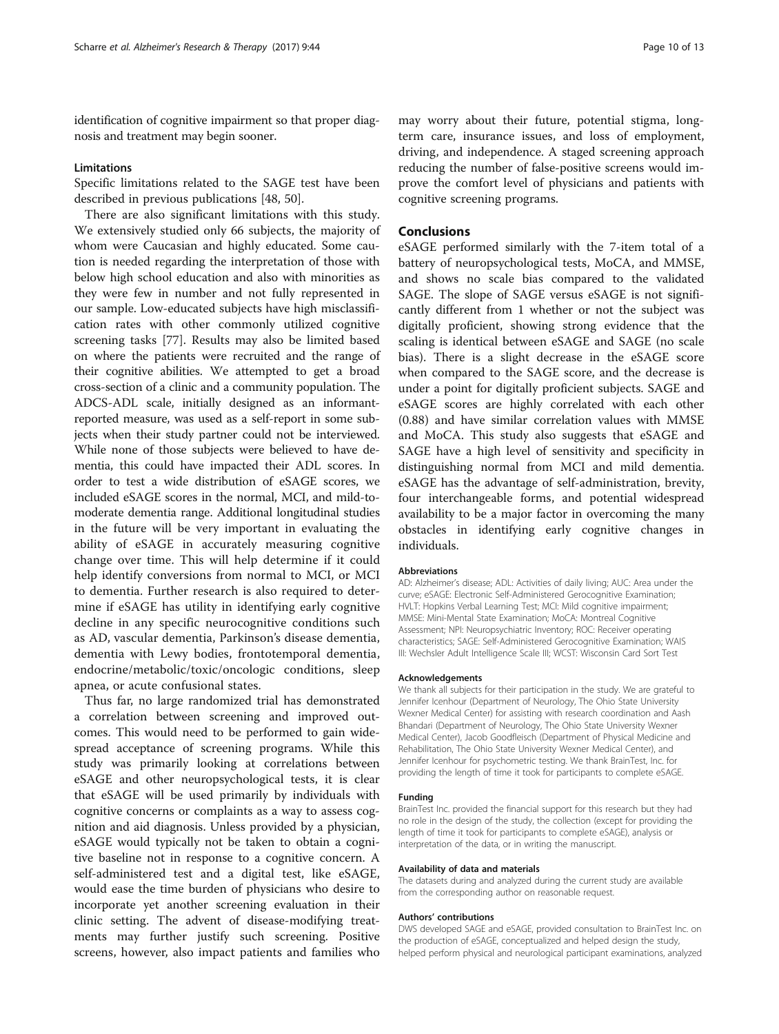identification of cognitive impairment so that proper diagnosis and treatment may begin sooner.

#### Limitations

Specific limitations related to the SAGE test have been described in previous publications [48, 50].

There are also significant limitations with this study. We extensively studied only 66 subjects, the majority of whom were Caucasian and highly educated. Some caution is needed regarding the interpretation of those with below high school education and also with minorities as they were few in number and not fully represented in our sample. Low-educated subjects have high misclassification rates with other commonly utilized cognitive screening tasks [77]. Results may also be limited based on where the patients were recruited and the range of their cognitive abilities. We attempted to get a broad cross-section of a clinic and a community population. The ADCS-ADL scale, initially designed as an informant-reported measure, was used as a self-report in some subjects when their study partner could not be interviewed. While none of those subjects were believed to have dementia, this could have impacted their ADL scores. In order to test a wide distribution of eSAGE scores, we included eSAGE scores in the normal, MCI, and mild-to-moderate dementia range. Additional longitudinal studies in the future will be very important in evaluating the ability of eSAGE in accurately measuring cognitive change over time. This will help determine if it could help identify conversions from normal to MCI, or MCI to dementia. Further research is also required to determine if eSAGE has utility in identifying early cognitive decline in any specific neurocognitive conditions such as AD, vascular dementia, Parkinson's disease dementia, dementia with Lewy bodies, frontotemporal dementia, endocrine/metabolic/toxic/oncologic conditions, sleep apnea, or acute confusional states.

Thus far, no large randomized trial has demonstrated a correlation between screening and improved outcomes. This would need to be performed to gain widespread acceptance of screening programs. While this study was primarily looking at correlations between eSAGE and other neuropsychological tests, it is clear that eSAGE will be used primarily by individuals with cognitive concerns or complaints as a way to assess cognition and aid diagnosis. Unless provided by a physician, eSAGE would typically not be taken to obtain a cognitive baseline not in response to a cognitive concern. A self-administered test and a digital test, like eSAGE, would ease the time burden of physicians who desire to incorporate yet another screening evaluation in their clinic setting. The advent of disease-modifying treatments may further justify such screening. Positive screens, however, also impact patients and families who may worry about their future, potential stigma, long-term care, insurance issues, and loss of employment, driving, and independence. A staged screening approach reducing the number of false-positive screens would improve the comfort level of physicians and patients with cognitive screening programs.

## Conclusions

eSAGE performed similarly with the 7-item total of a battery of neuropsychological tests, MoCA, and MMSE, and shows no scale bias compared to the validated SAGE. The slope of SAGE versus eSAGE is not significantly different from 1 whether or not the subject was digitally proficient, showing strong evidence that the scaling is identical between eSAGE and SAGE (no scale bias). There is a slight decrease in the eSAGE score when compared to the SAGE score, and the decrease is under a point for digitally proficient subjects. SAGE and eSAGE scores are highly correlated with each other (0.88) and have similar correlation values with MMSE and MoCA. This study also suggests that eSAGE and SAGE have a high level of sensitivity and specificity in distinguishing normal from MCI and mild dementia. eSAGE has the advantage of self-administration, brevity, four interchangeable forms, and potential widespread availability to be a major factor in overcoming the many obstacles in identifying early cognitive changes in individuals.

#### Abbreviations

AD: Alzheimer's disease; ADL: Activities of daily living; AUC: Area under the curve; eSAGE: Electronic Self-Administered Gerocognitive Examination; HVLT: Hopkins Verbal Learning Test; MCI: Mild cognitive impairment; MMSE: Mini-Mental State Examination; MoCA: Montreal Cognitive Assessment; NPI: Neuropsychiatric Inventory; ROC: Receiver operating characteristics; SAGE: Self-Administered Gerocognitive Examination; WAIS III: Wechsler Adult Intelligence Scale III; WCST: Wisconsin Card Sort Test

#### Acknowledgements

We thank all subjects for their participation in the study. We are grateful to Jennifer Icenhour (Department of Neurology, The Ohio State University Wexner Medical Center) for assisting with research coordination and Aash Bhandari (Department of Neurology, The Ohio State University Wexner Medical Center), Jacob Goodfleisch (Department of Physical Medicine and Rehabilitation, The Ohio State University Wexner Medical Center), and Jennifer Icenhour for psychometric testing. We thank BrainTest, Inc. for providing the length of time it took for participants to complete eSAGE.

#### Funding

BrainTest Inc. provided the financial support for this research but they had no role in the design of the study, the collection (except for providing the length of time it took for participants to complete eSAGE), analysis or interpretation of the data, or in writing the manuscript.

#### Availability of data and materials

The datasets during and analyzed during the current study are available from the corresponding author on reasonable request.

#### Authors' contributions

DWS developed SAGE and eSAGE, provided consultation to BrainTest Inc. on the production of eSAGE, conceptualized and helped design the study, helped perform physical and neurological participant examinations, analyzed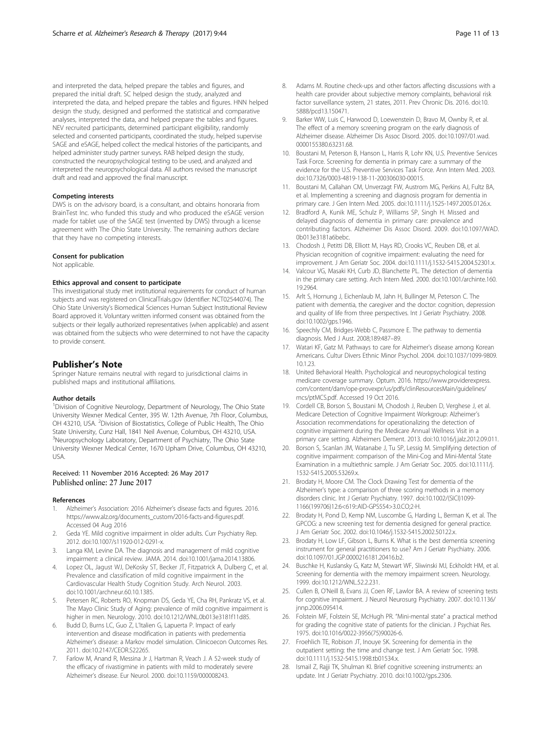and interpreted the data, helped prepare the tables and figures, and prepared the initial draft. SC helped design the study, analyzed and interpreted the data, and helped prepare the tables and figures. HNN helped design the study, designed and performed the statistical and comparative analyses, interpreted the data, and helped prepare the tables and figures. NEV recruited participants, determined participant eligibility, randomly selected and consented participants, coordinated the study, helped supervise SAGE and eSAGE, helped collect the medical histories of the participants, and helped administer study partner surveys. RAB helped design the study, constructed the neuropsychological testing to be used, and analyzed and interpreted the neuropsychological data. All authors revised the manuscript draft and read and approved the final manuscript.

#### Competing interests

DWS is on the advisory board, is a consultant, and obtains honoraria from BrainTest Inc. who funded this study and who produced the eSAGE version made for tablet use of the SAGE test (invented by DWS) through a license agreement with The Ohio State University. The remaining authors declare that they have no competing interests.

#### Consent for publication

Not applicable.

#### Ethics approval and consent to participate

This investigational study met institutional requirements for conduct of human subjects and was registered on ClinicalTrials.gov (Identifier: NCT02544074). The Ohio State University's Biomedical Sciences Human Subject Institutional Review Board approved it. Voluntary written informed consent was obtained from the subjects or their legally authorized representatives (when applicable) and assent was obtained from the subjects who were determined to not have the capacity to provide consent.

## Publisher's Note

Springer Nature remains neutral with regard to jurisdictional claims in published maps and institutional affiliations.

#### Author details

[1]Division of Cognitive Neurology, Department of Neurology, The Ohio State University Wexner Medical Center, 395 W. 12th Avenue, 7th Floor, Columbus, OH 43210, USA. [2]Division of Biostatistics, College of Public Health, The Ohio State University, Cunz Hall, 1841 Neil Avenue, Columbus, OH 43210, USA. [3]Neuropsychology Laboratory, Department of Psychiatry, The Ohio State University Wexner Medical Center, 1670 Upham Drive, Columbus, OH 43210, USA.

Received: 11 November 2016 Accepted: 26 May 2017
Published online: 27 June 2017

#### References

1. Alzheimer's Association: 2016 Alzheimer's disease facts and figures. 2016. https://www.alz.org/documents_custom/2016-facts-and-figures.pdf. Accessed 04 Aug 2016
2. Geda YE. Mild cognitive impairment in older adults. Curr Psychiatry Rep. 2012. doi:10.1007/s11920-012-0291-x.
3. Langa KM, Levine DA. The diagnosis and management of mild cognitive impairment: a clinical review. JAMA. 2014. doi:10.1001/jama.2014.13806.
4. Lopez OL, Jagust WJ, DeKosky ST, Becker JT, Fitzpatrick A, Dulberg C, et al. Prevalence and classification of mild cognitive impairment in the Cardiovascular Health Study Cognition Study. Arch Neurol. 2003. doi:10.1001/archneur.60.10.1385.
5. Petersen RC, Roberts RO, Knopman DS, Geda YE, Cha RH, Pankratz VS, et al. The Mayo Clinic Study of Aging: prevalence of mild cognitive impairment is higher in men. Neurology. 2010. doi:10.1212/WNL.0b013e3181f11d85.
6. Budd D, Burns LC, Guo Z, L'Italien G, Lapuerta P. Impact of early intervention and disease modification in patients with predementia Alzheimer's disease: a Markov model simulation. Clinicoecon Outcomes Res. 2011. doi:10.2147/CEOR.S22265.
7. Farlow M, Anand R, Messina Jr J, Hartman R, Veach J. A 52-week study of the efficacy of rivastigmine in patients with mild to moderately severe Alzheimer's disease. Eur Neurol. 2000. doi:10.1159/000008243.
8. Adams M. Routine check-ups and other factors affecting discussions with a health care provider about subjective memory complaints, behavioral risk factor surveillance system, 21 states, 2011. Prev Chronic Dis. 2016. doi:10.5888/pcd13.150471.
9. Barker WW, Luis C, Harwood D, Loewenstein D, Bravo M, Ownby R, et al. The effect of a memory screening program on the early diagnosis of Alzheimer disease. Alzheimer Dis Assoc Disord. 2005. doi:10.1097/01.wad.0000155380.63231.68.
10. Boustani M, Peterson B, Hanson L, Harris R, Lohr KN, U.S. Preventive Services Task Force. Screening for dementia in primary care: a summary of the evidence for the U.S. Preventive Services Task Force. Ann Intern Med. 2003. doi:10.7326/0003-4819-138-11-200306030-00015.
11. Boustani M, Callahan CM, Unverzagt FW, Austrom MG, Perkins AJ, Fultz BA, et al. Implementing a screening and diagnosis program for dementia in primary care. J Gen Intern Med. 2005. doi:10.1111/j.1525-1497.2005.0126.x.
12. Bradford A, Kunik ME, Schulz P, Williams SP, Singh H. Missed and delayed diagnosis of dementia in primary care: prevalence and contributing factors. Alzheimer Dis Assoc Disord. 2009. doi:10.1097/WAD.0b013e3181a6bebc.
13. Chodosh J, Petitti DB, Elliott M, Hays RD, Crooks VC, Reuben DB, et al. Physician recognition of cognitive impairment: evaluating the need for improvement. J Am Geriatr Soc. 2004. doi:10.1111/j.1532-5415.2004.52301.x.
14. Valcour VG, Masaki KH, Curb JD, Blanchette PL. The detection of dementia in the primary care setting. Arch Intern Med. 2000. doi:10.1001/archinte.160.19.2964.
15. Arlt S, Hornung J, Eichenlaub M, Jahn H, Bullinger M, Peterson C. The patient with dementia, the caregiver and the doctor: cognition, depression and quality of life from three perspectives. Int J Geriatr Psychiatry. 2008. doi:10.1002/gps.1946.
16. Speechly CM, Bridges-Webb C, Passmore E. The pathway to dementia diagnosis. Med J Aust. 2008;189:487–89.
17. Watari KF, Gatz M. Pathways to care for Alzheimer's disease among Korean Americans. Cultur Divers Ethnic Minor Psychol. 2004. doi:10.1037/1099-9809.10.1.23.
18. United Behavioral Health. Psychological and neuropsychological testing medicare coverage summary. Optum. 2016. https://www.providerexpress.com/content/dam/ope-provexpr/us/pdfs/clinResourcesMain/guidelines/mcs/ptMCS.pdf. Accessed 19 Oct 2016.
19. Cordell CB, Borson S, Boustani M, Chodosh J, Reuben D, Verghese J, et al. Medicare Detection of Cognitive Impairment Workgroup: Alzheimer's Association recommendations for operationalizing the detection of cognitive impairment during the Medicare Annual Wellness Visit in a primary care setting. Alzheimers Dement. 2013. doi:10.1016/j.jalz.2012.09.011.
20. Borson S, Scanlan JM, Watanabe J, Tu SP, Lessig M. Simplifying detection of cognitive impairment: comparison of the Mini-Cog and Mini-Mental State Examination in a multiethnic sample. J Am Geriatr Soc. 2005. doi:10.1111/j.1532-5415.2005.53269.x.
21. Brodaty H, Moore CM. The Clock Drawing Test for dementia of the Alzheimer's type: a comparison of three scoring methods in a memory disorders clinic. Int J Geriatr Psychiatry. 1997. doi:10.1002/(SICI)1099-1166(199706)12:6<619::AID-GPS554>3.0.CO;2-H.
22. Brodaty H, Pond D, Kemp NM, Luscombe G, Harding L, Berman K, et al. The GPCOG: a new screening test for dementia designed for general practice. J Am Geriatr Soc. 2002. doi:10.1046/j.1532-5415.2002.50122.x.
23. Brodaty H, Low LF, Gibson L, Burns K. What is the best dementia screening instrument for general practitioners to use? Am J Geriatr Psychiatry. 2006. doi:10.1097/01.JGP.0000216181.20416.b2.
24. Buschke H, Kuslansky G, Katz M, Stewart WF, Sliwinski MJ, Eckholdt HM, et al. Screening for dementia with the memory impairment screen. Neurology. 1999. doi:10.1212/WNL.52.2.231.
25. Cullen B, O'Neill B, Evans JJ, Coen RF, Lawlor BA. A review of screening tests for cognitive impairment. J Neurol Neurosurg Psychiatry. 2007. doi:10.1136/jnnp.2006.095414.
26. Folstein MF, Folstein SE, McHugh PR. "Mini-mental state" a practical method for grading the cognitive state of patients for the clinician. J Psychiat Res. 1975. doi:10.1016/0022-3956(75)90026-6.
27. Froehlich TE, Robison JT, Inouye SK. Screening for dementia in the outpatient setting: the time and change test. J Am Geriatr Soc. 1998. doi:10.1111/j.1532-5415.1998.tb01534.x.
28. Ismail Z, Rajji TK, Shulman KI. Brief cognitive screening instruments: an update. Int J Geriatr Psychiatry. 2010. doi:10.1002/gps.2306.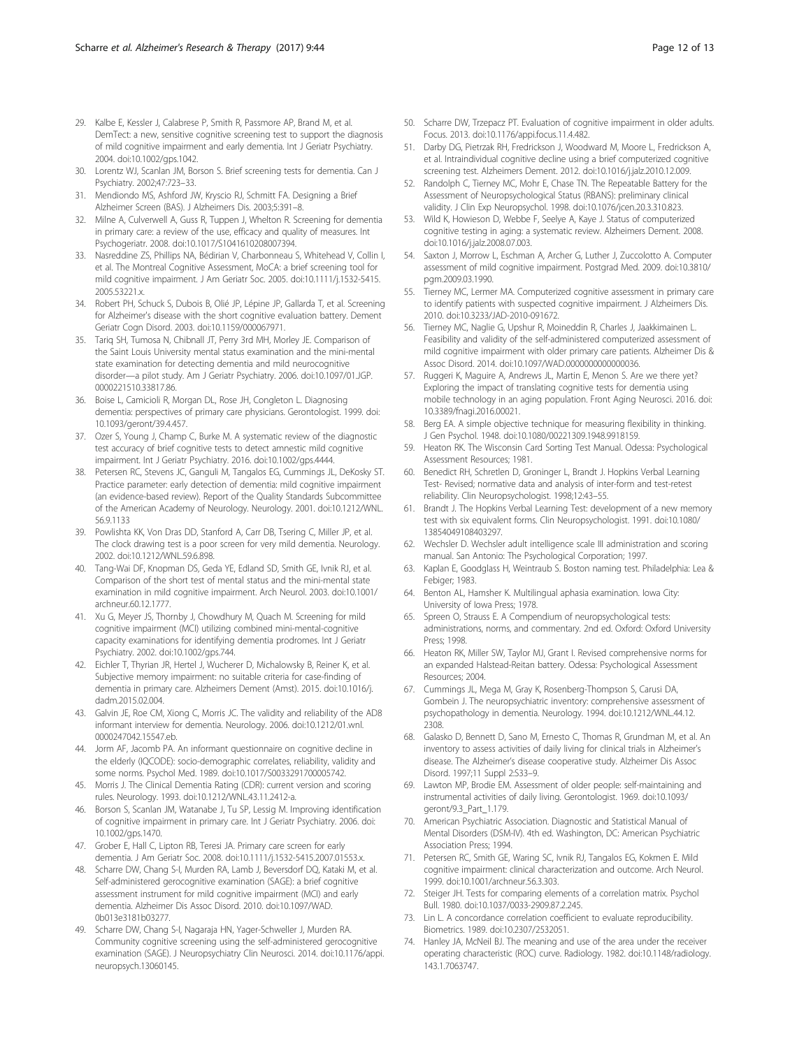29. Kalbe E, Kessler J, Calabrese P, Smith R, Passmore AP, Brand M, et al. DemTect: a new, sensitive cognitive screening test to support the diagnosis of mild cognitive impairment and early dementia. Int J Geriatr Psychiatry. 2004. doi:10.1002/gps.1042.
30. Lorentz WJ, Scanlan JM, Borson S. Brief screening tests for dementia. Can J Psychiatry. 2002;47:723–33.
31. Mendiondo MS, Ashford JW, Kryscio RJ, Schmitt FA. Designing a Brief Alzheimer Screen (BAS). J Alzheimers Dis. 2003;5:391–8.
32. Milne A, Culverwell A, Guss R, Tuppen J, Whelton R. Screening for dementia in primary care: a review of the use, efficacy and quality of measures. Int Psychogeriatr. 2008. doi:10.1017/S1041610208007394.
33. Nasreddine ZS, Phillips NA, Bédirian V, Charbonneau S, Whitehead V, Collin I, et al. The Montreal Cognitive Assessment, MoCA: a brief screening tool for mild cognitive impairment. J Am Geriatr Soc. 2005. doi:10.1111/j.1532-5415.2005.53221.x.
34. Robert PH, Schuck S, Dubois B, Olié JP, Lépine JP, Gallarda T, et al. Screening for Alzheimer's disease with the short cognitive evaluation battery. Dement Geriatr Cogn Disord. 2003. doi:10.1159/000067971.
35. Tariq SH, Tumosa N, Chibnall JT, Perry 3rd MH, Morley JE. Comparison of the Saint Louis University mental status examination and the mini-mental state examination for detecting dementia and mild neurocognitive disorder—a pilot study. Am J Geriatr Psychiatry. 2006. doi:10.1097/01.JGP.0000221510.33817.86.
36. Boise L, Camicioli R, Morgan DL, Rose JH, Congleton L. Diagnosing dementia: perspectives of primary care physicians. Gerontologist. 1999. doi:10.1093/geront/39.4.457.
37. Ozer S, Young J, Champ C, Burke M. A systematic review of the diagnostic test accuracy of brief cognitive tests to detect amnestic mild cognitive impairment. Int J Geriatr Psychiatry. 2016. doi:10.1002/gps.4444.
38. Petersen RC, Stevens JC, Ganguli M, Tangalos EG, Cummings JL, DeKosky ST. Practice parameter: early detection of dementia: mild cognitive impairment (an evidence-based review). Report of the Quality Standards Subcommittee of the American Academy of Neurology. Neurology. 2001. doi:10.1212/WNL.56.9.1133
39. Powlishta KK, Von Dras DD, Stanford A, Carr DB, Tsering C, Miller JP, et al. The clock drawing test is a poor screen for very mild dementia. Neurology. 2002. doi:10.1212/WNL.59.6.898.
40. Tang-Wai DF, Knopman DS, Geda YE, Edland SD, Smith GE, Ivnik RJ, et al. Comparison of the short test of mental status and the mini-mental state examination in mild cognitive impairment. Arch Neurol. 2003. doi:10.1001/archneur.60.12.1777.
41. Xu G, Meyer JS, Thornby J, Chowdhury M, Quach M. Screening for mild cognitive impairment (MCI) utilizing combined mini-mental-cognitive capacity examinations for identifying dementia prodromes. Int J Geriatr Psychiatry. 2002. doi:10.1002/gps.744.
42. Eichler T, Thyrian JR, Hertel J, Wucherer D, Michalowsky B, Reiner K, et al. Subjective memory impairment: no suitable criteria for case-finding of dementia in primary care. Alzheimers Dement (Amst). 2015. doi:10.1016/j.dadm.2015.02.004.
43. Galvin JE, Roe CM, Xiong C, Morris JC. The validity and reliability of the AD8 informant interview for dementia. Neurology. 2006. doi:10.1212/01.wnl.0000247042.15547.eb.
44. Jorm AF, Jacomb PA. An informant questionnaire on cognitive decline in the elderly (IQCODE): socio-demographic correlates, reliability, validity and some norms. Psychol Med. 1989. doi:10.1017/S0033291700005742.
45. Morris J. The Clinical Dementia Rating (CDR): current version and scoring rules. Neurology. 1993. doi:10.1212/WNL.43.11.2412-a.
46. Borson S, Scanlan JM, Watanabe J, Tu SP, Lessig M. Improving identification of cognitive impairment in primary care. Int J Geriatr Psychiatry. 2006. doi:10.1002/gps.1470.
47. Grober E, Hall C, Lipton RB, Teresi JA. Primary care screen for early dementia. J Am Geriatr Soc. 2008. doi:10.1111/j.1532-5415.2007.01553.x.
48. Scharre DW, Chang S-I, Murden RA, Lamb J, Beversdorf DQ, Kataki M, et al. Self-administered gerocognitive examination (SAGE): a brief cognitive assessment instrument for mild cognitive impairment (MCI) and early dementia. Alzheimer Dis Assoc Disord. 2010. doi:10.1097/WAD.0b013e3181b03277.
49. Scharre DW, Chang S-I, Nagaraja HN, Yager-Schweller J, Murden RA. Community cognitive screening using the self-administered gerocognitive examination (SAGE). J Neuropsychiatry Clin Neurosci. 2014. doi:10.1176/appi.neuropsych.13060145.
50. Scharre DW, Trzepacz PT. Evaluation of cognitive impairment in older adults. Focus. 2013. doi:10.1176/appi.focus.11.4.482.
51. Darby DG, Pietrzak RH, Fredrickson J, Woodward M, Moore L, Fredrickson A, et al. Intraindividual cognitive decline using a brief computerized cognitive screening test. Alzheimers Dement. 2012. doi:10.1016/j.jalz.2010.12.009.
52. Randolph C, Tierney MC, Mohr E, Chase TN. The Repeatable Battery for the Assessment of Neuropsychological Status (RBANS): preliminary clinical validity. J Clin Exp Neuropsychol. 1998. doi:10.1076/jcen.20.3.310.823.
53. Wild K, Howieson D, Webbe F, Seelye A, Kaye J. Status of computerized cognitive testing in aging: a systematic review. Alzheimers Dement. 2008. doi:10.1016/j.jalz.2008.07.003.
54. Saxton J, Morrow L, Eschman A, Archer G, Luther J, Zuccolotto A. Computer assessment of mild cognitive impairment. Postgrad Med. 2009. doi:10.3810/pgm.2009.03.1990.
55. Tierney MC, Lermer MA. Computerized cognitive assessment in primary care to identify patients with suspected cognitive impairment. J Alzheimers Dis. 2010. doi:10.3233/JAD-2010-091672.
56. Tierney MC, Naglie G, Upshur R, Moineddin R, Charles J, Jaakkimainen L. Feasibility and validity of the self-administered computerized assessment of mild cognitive impairment with older primary care patients. Alzheimer Dis & Assoc Disord. 2014. doi:10.1097/WAD.0000000000000036.
57. Ruggeri K, Maguire A, Andrews JL, Martin E, Menon S. Are we there yet? Exploring the impact of translating cognitive tests for dementia using mobile technology in an aging population. Front Aging Neurosci. 2016. doi:10.3389/fnagi.2016.00021.
58. Berg EA. A simple objective technique for measuring flexibility in thinking. J Gen Psychol. 1948. doi:10.1080/00221309.1948.9918159.
59. Heaton RK. The Wisconsin Card Sorting Test Manual. Odessa: Psychological Assessment Resources; 1981.
60. Benedict RH, Schretlen D, Groninger L, Brandt J. Hopkins Verbal Learning Test- Revised; normative data and analysis of inter-form and test-retest reliability. Clin Neuropsychologist. 1998;12:43–55.
61. Brandt J. The Hopkins Verbal Learning Test: development of a new memory test with six equivalent forms. Clin Neuropsychologist. 1991. doi:10.1080/13854049108403297.
62. Wechsler D. Wechsler adult intelligence scale III administration and scoring manual. San Antonio: The Psychological Corporation; 1997.
63. Kaplan E, Goodglass H, Weintraub S. Boston naming test. Philadelphia: Lea & Febiger; 1983.
64. Benton AL, Hamsher K. Multilingual aphasia examination. Iowa City: University of Iowa Press; 1978.
65. Spreen O, Strauss E. A Compendium of neuropsychological tests: administrations, norms, and commentary. 2nd ed. Oxford: Oxford University Press; 1998.
66. Heaton RK, Miller SW, Taylor MJ, Grant I. Revised comprehensive norms for an expanded Halstead-Reitan battery. Odessa: Psychological Assessment Resources; 2004.
67. Cummings JL, Mega M, Gray K, Rosenberg-Thompson S, Carusi DA, Gombein J. The neuropsychiatric inventory: comprehensive assessment of psychopathology in dementia. Neurology. 1994. doi:10.1212/WNL.44.12.2308.
68. Galasko D, Bennett D, Sano M, Ernesto C, Thomas R, Grundman M, et al. An inventory to assess activities of daily living for clinical trials in Alzheimer's disease. The Alzheimer's disease cooperative study. Alzheimer Dis Assoc Disord. 1997;11 Suppl 2:S33–9.
69. Lawton MP, Brodie EM. Assessment of older people: self-maintaining and instrumental activities of daily living. Gerontologist. 1969. doi:10.1093/geront/9.3_Part_1.179.
70. American Psychiatric Association. Diagnostic and Statistical Manual of Mental Disorders (DSM-IV). 4th ed. Washington, DC: American Psychiatric Association Press; 1994.
71. Petersen RC, Smith GE, Waring SC, Ivnik RJ, Tangalos EG, Kokmen E. Mild cognitive impairment: clinical characterization and outcome. Arch Neurol. 1999. doi:10.1001/archneur.56.3.303.
72. Steiger JH. Tests for comparing elements of a correlation matrix. Psychol Bull. 1980. doi:10.1037/0033-2909.87.2.245.
73. Lin L. A concordance correlation coefficient to evaluate reproducibility. Biometrics. 1989. doi:10.2307/2532051.
74. Hanley JA, McNeil BJ. The meaning and use of the area under the receiver operating characteristic (ROC) curve. Radiology. 1982. doi:10.1148/radiology.143.1.7063747.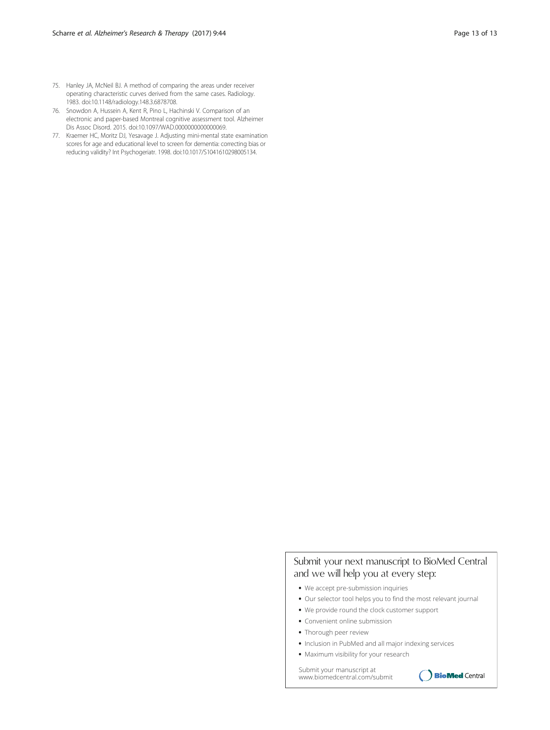75. Hanley JA, McNeil BJ. A method of comparing the areas under receiver operating characteristic curves derived from the same cases. Radiology. 1983. doi:10.1148/radiology.148.3.6878708.
76. Snowdon A, Hussein A, Kent R, Pino L, Hachinski V. Comparison of an electronic and paper-based Montreal cognitive assessment tool. Alzheimer Dis Assoc Disord. 2015. doi:10.1097/WAD.0000000000000069.
77. Kraemer HC, Moritz DJ, Yesavage J. Adjusting mini-mental state examination scores for age and educational level to screen for dementia: correcting bias or reducing validity? Int Psychogeriatr. 1998. doi:10.1017/S1041610298005134.

Submit your next manuscript to BioMed Central and we will help you at every step:

- We accept pre-submission inquiries
- Our selector tool helps you to find the most relevant journal
- We provide round the clock customer support
- Convenient online submission
- Thorough peer review
- Inclusion in PubMed and all major indexing services
- Maximum visibility for your research

Submit your manuscript at www.biomedcentral.com/submit

BioMed Central